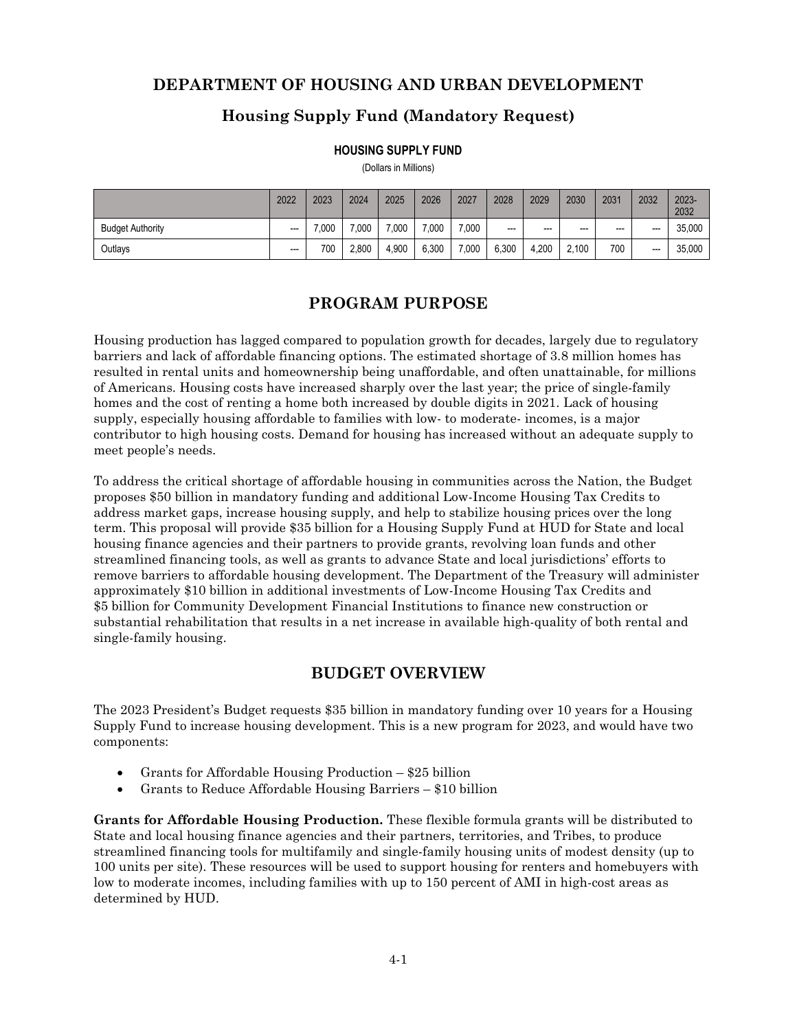# DEPARTMENT OF HOUSING AND URBAN DEVELOPMENT

## Housing Supply Fund (Mandatory Request)

**HOUSING SUPPLY FUND**

(Dollars in Millions)

| | 2022 | 2023 | 2024 | 2025 | 2026 | 2027 | 2028 | 2029 | 2030 | 2031 | 2032 | 2023-2032 |
|---|---|---|---|---|---|---|---|---|---|---|---|---|
| Budget Authority | --- | 7,000 | 7,000 | 7,000 | 7,000 | 7,000 | --- | --- | --- | --- | --- | 35,000 |
| Outlays | --- | 700 | 2,800 | 4,900 | 6,300 | 7,000 | 6,300 | 4,200 | 2,100 | 700 | --- | 35,000 |

## PROGRAM PURPOSE

Housing production has lagged compared to population growth for decades, largely due to regulatory barriers and lack of affordable financing options. The estimated shortage of 3.8 million homes has resulted in rental units and homeownership being unaffordable, and often unattainable, for millions of Americans. Housing costs have increased sharply over the last year; the price of single-family homes and the cost of renting a home both increased by double digits in 2021. Lack of housing supply, especially housing affordable to families with low- to moderate- incomes, is a major contributor to high housing costs. Demand for housing has increased without an adequate supply to meet people's needs.

To address the critical shortage of affordable housing in communities across the Nation, the Budget proposes $50 billion in mandatory funding and additional Low-Income Housing Tax Credits to address market gaps, increase housing supply, and help to stabilize housing prices over the long term. This proposal will provide $35 billion for a Housing Supply Fund at HUD for State and local housing finance agencies and their partners to provide grants, revolving loan funds and other streamlined financing tools, as well as grants to advance State and local jurisdictions' efforts to remove barriers to affordable housing development. The Department of the Treasury will administer approximately $10 billion in additional investments of Low-Income Housing Tax Credits and $5 billion for Community Development Financial Institutions to finance new construction or substantial rehabilitation that results in a net increase in available high-quality of both rental and single-family housing.

## BUDGET OVERVIEW

The 2023 President's Budget requests $35 billion in mandatory funding over 10 years for a Housing Supply Fund to increase housing development. This is a new program for 2023, and would have two components:

- Grants for Affordable Housing Production – $25 billion
- Grants to Reduce Affordable Housing Barriers – $10 billion

**Grants for Affordable Housing Production.** These flexible formula grants will be distributed to State and local housing finance agencies and their partners, territories, and Tribes, to produce streamlined financing tools for multifamily and single-family housing units of modest density (up to 100 units per site). These resources will be used to support housing for renters and homebuyers with low to moderate incomes, including families with up to 150 percent of AMI in high-cost areas as determined by HUD.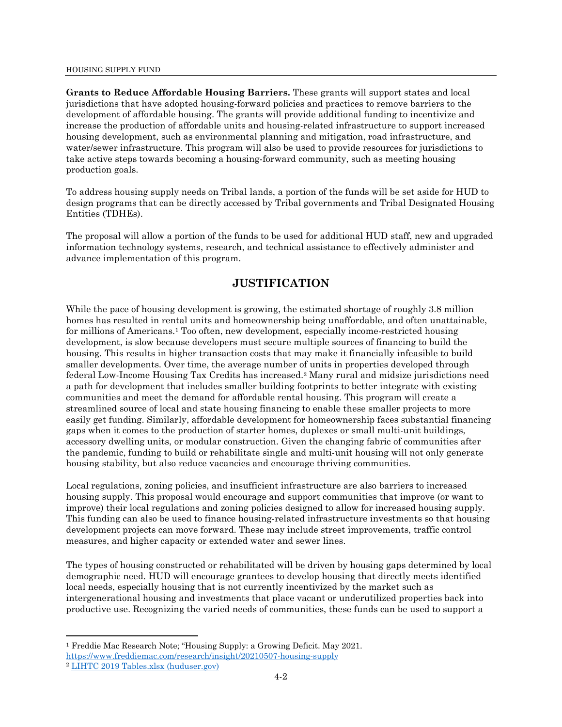**Grants to Reduce Affordable Housing Barriers.** These grants will support states and local jurisdictions that have adopted housing-forward policies and practices to remove barriers to the development of affordable housing. The grants will provide additional funding to incentivize and increase the production of affordable units and housing-related infrastructure to support increased housing development, such as environmental planning and mitigation, road infrastructure, and water/sewer infrastructure. This program will also be used to provide resources for jurisdictions to take active steps towards becoming a housing-forward community, such as meeting housing production goals.

To address housing supply needs on Tribal lands, a portion of the funds will be set aside for HUD to design programs that can be directly accessed by Tribal governments and Tribal Designated Housing Entities (TDHEs).

The proposal will allow a portion of the funds to be used for additional HUD staff, new and upgraded information technology systems, research, and technical assistance to effectively administer and advance implementation of this program.

## JUSTIFICATION

While the pace of housing development is growing, the estimated shortage of roughly 3.8 million homes has resulted in rental units and homeownership being unaffordable, and often unattainable, for millions of Americans.[1] Too often, new development, especially income-restricted housing development, is slow because developers must secure multiple sources of financing to build the housing. This results in higher transaction costs that may make it financially infeasible to build smaller developments. Over time, the average number of units in properties developed through federal Low-Income Housing Tax Credits has increased.[2] Many rural and midsize jurisdictions need a path for development that includes smaller building footprints to better integrate with existing communities and meet the demand for affordable rental housing. This program will create a streamlined source of local and state housing financing to enable these smaller projects to more easily get funding. Similarly, affordable development for homeownership faces substantial financing gaps when it comes to the production of starter homes, duplexes or small multi-unit buildings, accessory dwelling units, or modular construction. Given the changing fabric of communities after the pandemic, funding to build or rehabilitate single and multi-unit housing will not only generate housing stability, but also reduce vacancies and encourage thriving communities.

Local regulations, zoning policies, and insufficient infrastructure are also barriers to increased housing supply. This proposal would encourage and support communities that improve (or want to improve) their local regulations and zoning policies designed to allow for increased housing supply. This funding can also be used to finance housing-related infrastructure investments so that housing development projects can move forward. These may include street improvements, traffic control measures, and higher capacity or extended water and sewer lines.

The types of housing constructed or rehabilitated will be driven by housing gaps determined by local demographic need. HUD will encourage grantees to develop housing that directly meets identified local needs, especially housing that is not currently incentivized by the market such as intergenerational housing and investments that place vacant or underutilized properties back into productive use. Recognizing the varied needs of communities, these funds can be used to support a

---

[1] Freddie Mac Research Note; "Housing Supply: a Growing Deficit. May 2021. https://www.freddiemac.com/research/insight/20210507-housing-supply

[2] LIHTC 2019 Tables.xlsx (huduser.gov)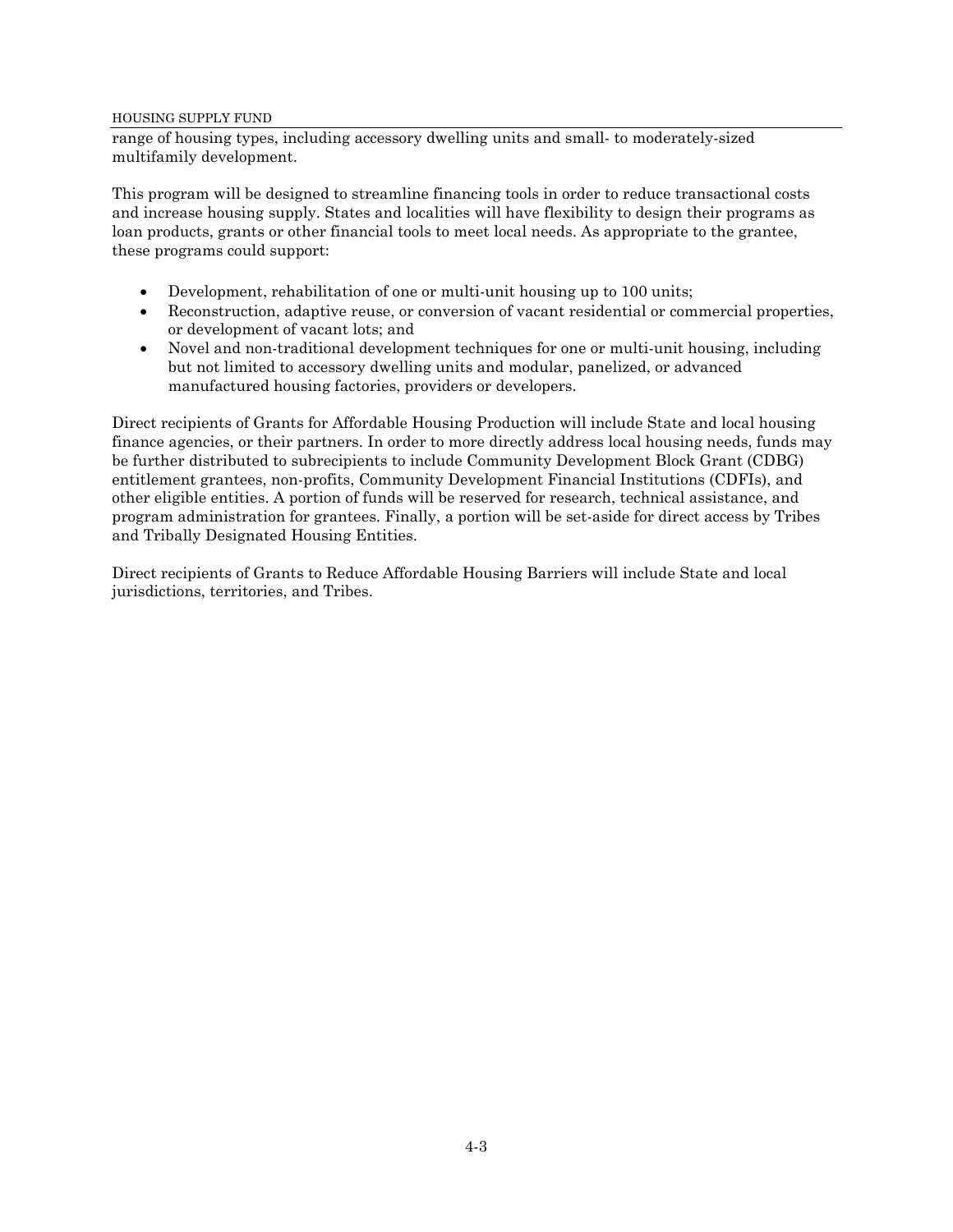range of housing types, including accessory dwelling units and small- to moderately-sized multifamily development.

This program will be designed to streamline financing tools in order to reduce transactional costs and increase housing supply. States and localities will have flexibility to design their programs as loan products, grants or other financial tools to meet local needs. As appropriate to the grantee, these programs could support:

- Development, rehabilitation of one or multi-unit housing up to 100 units;
- Reconstruction, adaptive reuse, or conversion of vacant residential or commercial properties, or development of vacant lots; and
- Novel and non-traditional development techniques for one or multi-unit housing, including but not limited to accessory dwelling units and modular, panelized, or advanced manufactured housing factories, providers or developers.

Direct recipients of Grants for Affordable Housing Production will include State and local housing finance agencies, or their partners. In order to more directly address local housing needs, funds may be further distributed to subrecipients to include Community Development Block Grant (CDBG) entitlement grantees, non-profits, Community Development Financial Institutions (CDFIs), and other eligible entities. A portion of funds will be reserved for research, technical assistance, and program administration for grantees. Finally, a portion will be set-aside for direct access by Tribes and Tribally Designated Housing Entities.

Direct recipients of Grants to Reduce Affordable Housing Barriers will include State and local jurisdictions, territories, and Tribes.